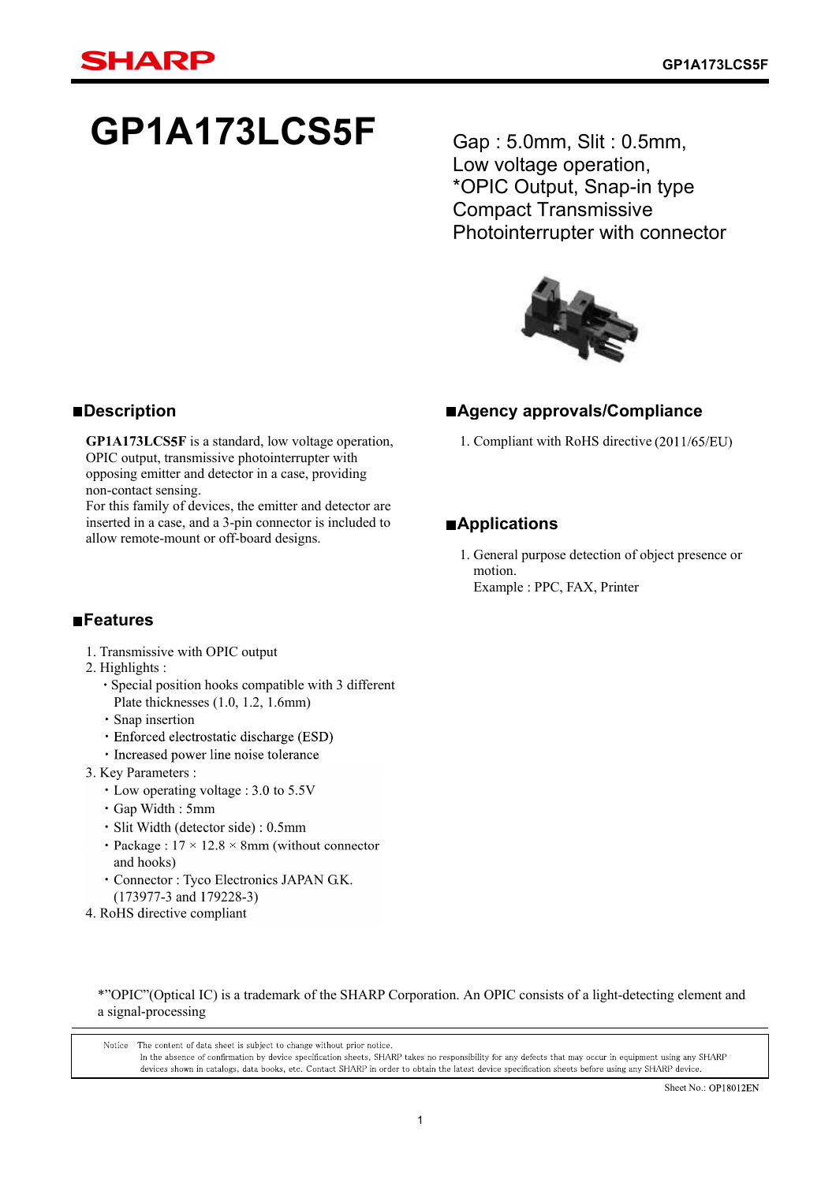# GP1A173LCS5F

Gap : 5.0mm, Slit : 0.5mm,
Low voltage operation,
*OPIC Output, Snap-in type
Compact Transmissive
Photointerrupter with connector

## ■Description

**GP1A173LCS5F** is a standard, low voltage operation, OPIC output, transmissive photointerrupter with opposing emitter and detector in a case, providing non-contact sensing.
For this family of devices, the emitter and detector are inserted in a case, and a 3-pin connector is included to allow remote-mount or off-board designs.

## ■Features

1. Transmissive with OPIC output
2. Highlights :
   - Special position hooks compatible with 3 different Plate thicknesses (1.0, 1.2, 1.6mm)
   - Snap insertion
   - Enforced electrostatic discharge (ESD)
   - Increased power line noise tolerance
3. Key Parameters :
   - Low operating voltage : 3.0 to 5.5V
   - Gap Width : 5mm
   - Slit Width (detector side) : 0.5mm
   - Package : 17 × 12.8 × 8mm (without connector and hooks)
   - Connector : Tyco Electronics JAPAN G.K. (173977-3 and 179228-3)
4. RoHS directive compliant

## ■Agency approvals/Compliance

1. Compliant with RoHS directive (2011/65/EU)

## ■Applications

1. General purpose detection of object presence or motion.
   Example : PPC, FAX, Printer

*"OPIC"(Optical IC) is a trademark of the SHARP Corporation. An OPIC consists of a light-detecting element and a signal-processing

Notice The content of data sheet is subject to change without prior notice.
In the absence of confirmation by device specification sheets, SHARP takes no responsibility for any defects that may occur in equipment using any SHARP devices shown in catalogs, data books, etc. Contact SHARP in order to obtain the latest device specification sheets before using any SHARP device.

Sheet No.: OP18012EN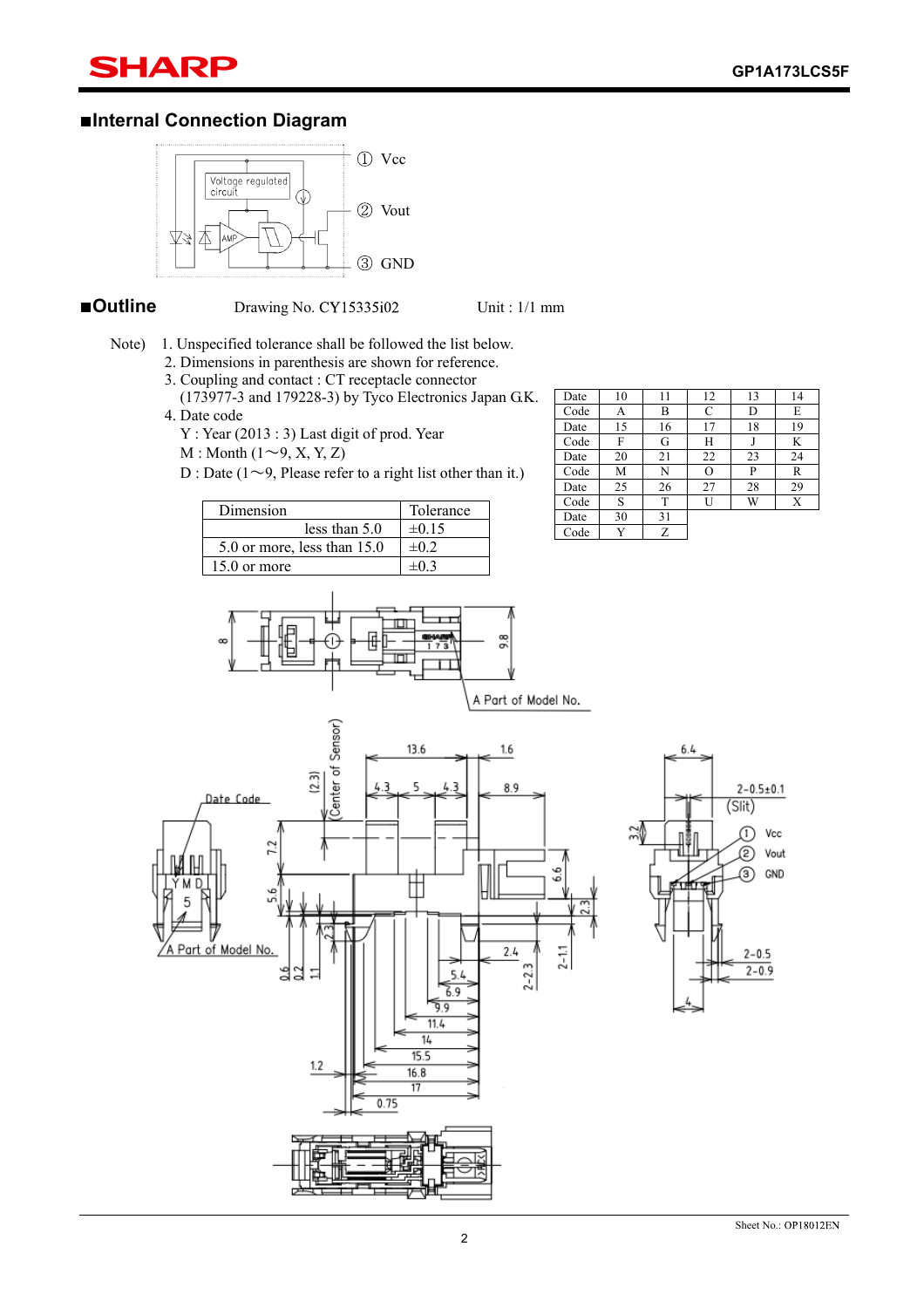## ■Internal Connection Diagram

① Vcc

② Vout

③ GND

## ■Outline

Drawing No. CY15335i02　　　Unit : 1/1 mm

Note)
1. Unspecified tolerance shall be followed the list below.
2. Dimensions in parenthesis are shown for reference.
3. Coupling and contact : CT receptacle connector (173977-3 and 179228-3) by Tyco Electronics Japan G.K.
4. Date code
   Y : Year (2013 : 3) Last digit of prod. Year
   M : Month (1～9, X, Y, Z)
   D : Date (1～9, Please refer to a right list other than it.)

| Dimension | Tolerance |
|---|---|
| less than 5.0 | ±0.15 |
| 5.0 or more, less than 15.0 | ±0.2 |
| 15.0 or more | ±0.3 |

| Date | 10 | 11 | 12 | 13 | 14 |
|---|---|---|---|---|---|
| Code | A | B | C | D | E |
| Date | 15 | 16 | 17 | 18 | 19 |
| Code | F | G | H | J | K |
| Date | 20 | 21 | 22 | 23 | 24 |
| Code | M | N | O | P | R |
| Date | 25 | 26 | 27 | 28 | 29 |
| Code | S | T | U | W | X |
| Date | 30 | 31 | | | |
| Code | Y | Z | | | |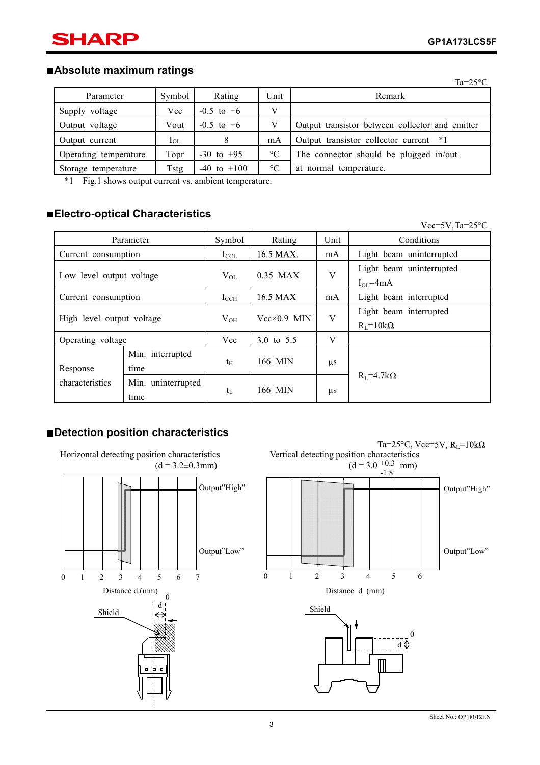## ■Absolute maximum ratings

Ta=25°C

| Parameter | Symbol | Rating | Unit | Remark |
|---|---|---|---|---|
| Supply voltage | Vcc | -0.5 to +6 | V | |
| Output voltage | Vout | -0.5 to +6 | V | Output transistor between collector and emitter |
| Output current | $I_{OL}$ | 8 | mA | Output transistor collector current *1 |
| Operating temperature | Topr | -30 to +95 | °C | The connector should be plugged in/out at normal temperature. |
| Storage temperature | Tstg | -40 to +100 | °C | |

*1 Fig.1 shows output current vs. ambient temperature.

## ■Electro-optical Characteristics

Vcc=5V, Ta=25°C

| Parameter | | Symbol | Rating | Unit | Conditions |
|---|---|---|---|---|---|
| Current consumption | | $I_{CCL}$ | 16.5 MAX. | mA | Light beam uninterrupted |
| Low level output voltage | | $V_{OL}$ | 0.35 MAX | V | Light beam uninterrupted $I_{OL}$=4mA |
| Current consumption | | $I_{CCH}$ | 16.5 MAX | mA | Light beam interrupted |
| High level output voltage | | $V_{OH}$ | Vcc×0.9 MIN | V | Light beam interrupted $R_L$=10kΩ |
| Operating voltage | | Vcc | 3.0 to 5.5 | V | |
| Response characteristics | Min. interrupted time | $t_H$ | 166 MIN | μs | $R_L$=4.7kΩ |
| | Min. uninterrupted time | $t_L$ | 166 MIN | μs | |

## ■Detection position characteristics

Ta=25°C, Vcc=5V, $R_L$=10kΩ

Horizontal detecting position characteristics (d = 3.2±0.3mm)

Vertical detecting position characteristics (d = $3.0^{+0.3}_{-1.8}$ mm)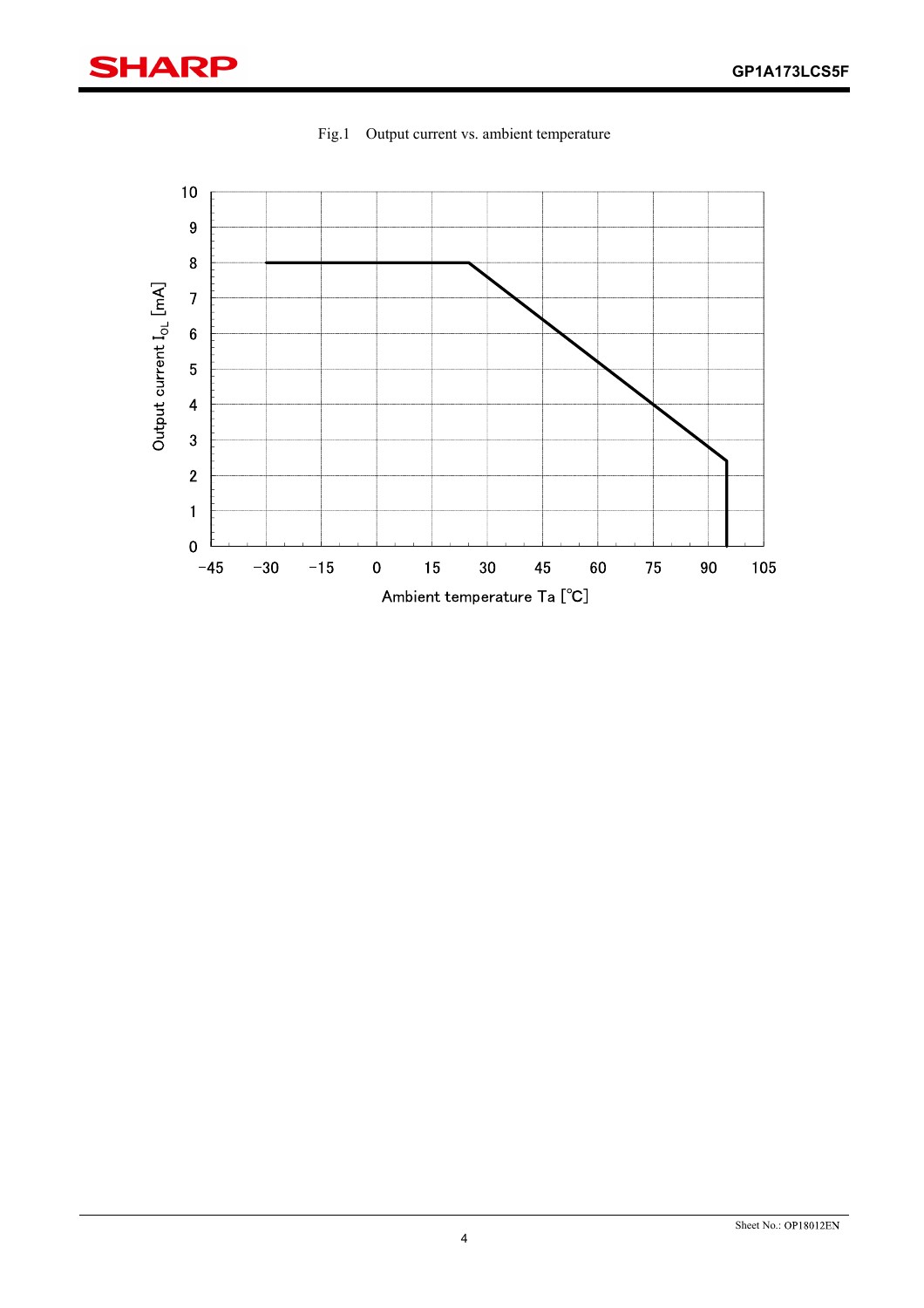Fig.1 Output current vs. ambient temperature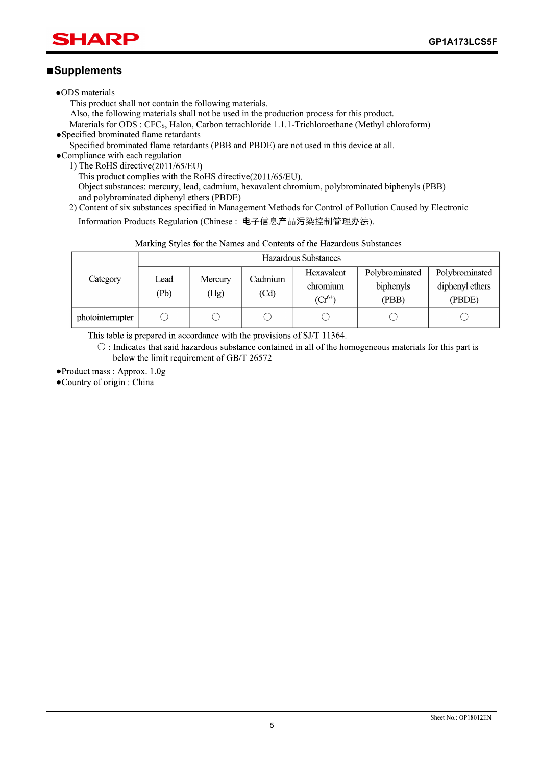## ■Supplements

- ●ODS materials
  This product shall not contain the following materials.
  Also, the following materials shall not be used in the production process for this product.
  Materials for ODS : CFCs, Halon, Carbon tetrachloride 1.1.1-Trichloroethane (Methyl chloroform)
- ●Specified brominated flame retardants
  Specified brominated flame retardants (PBB and PBDE) are not used in this device at all.
- ●Compliance with each regulation
  1) The RoHS directive(2011/65/EU)
  This product complies with the RoHS directive(2011/65/EU).
  Object substances: mercury, lead, cadmium, hexavalent chromium, polybrominated biphenyls (PBB) and polybrominated diphenyl ethers (PBDE)
  2) Content of six substances specified in Management Methods for Control of Pollution Caused by Electronic Information Products Regulation (Chinese : 电子信息产品污染控制管理办法).

Marking Styles for the Names and Contents of the Hazardous Substances

| Category | Hazardous Substances | | | | | |
|---|---|---|---|---|---|---|
| | Lead (Pb) | Mercury (Hg) | Cadmium (Cd) | Hexavalent chromium ($Cr^{6+}$) | Polybrominated biphenyls (PBB) | Polybrominated diphenyl ethers (PBDE) |
| photointerrupter | ○ | ○ | ○ | ○ | ○ | ○ |

This table is prepared in accordance with the provisions of SJ/T 11364.
○ : Indicates that said hazardous substance contained in all of the homogeneous materials for this part is below the limit requirement of GB/T 26572

- ●Product mass : Approx. 1.0g
- ●Country of origin : China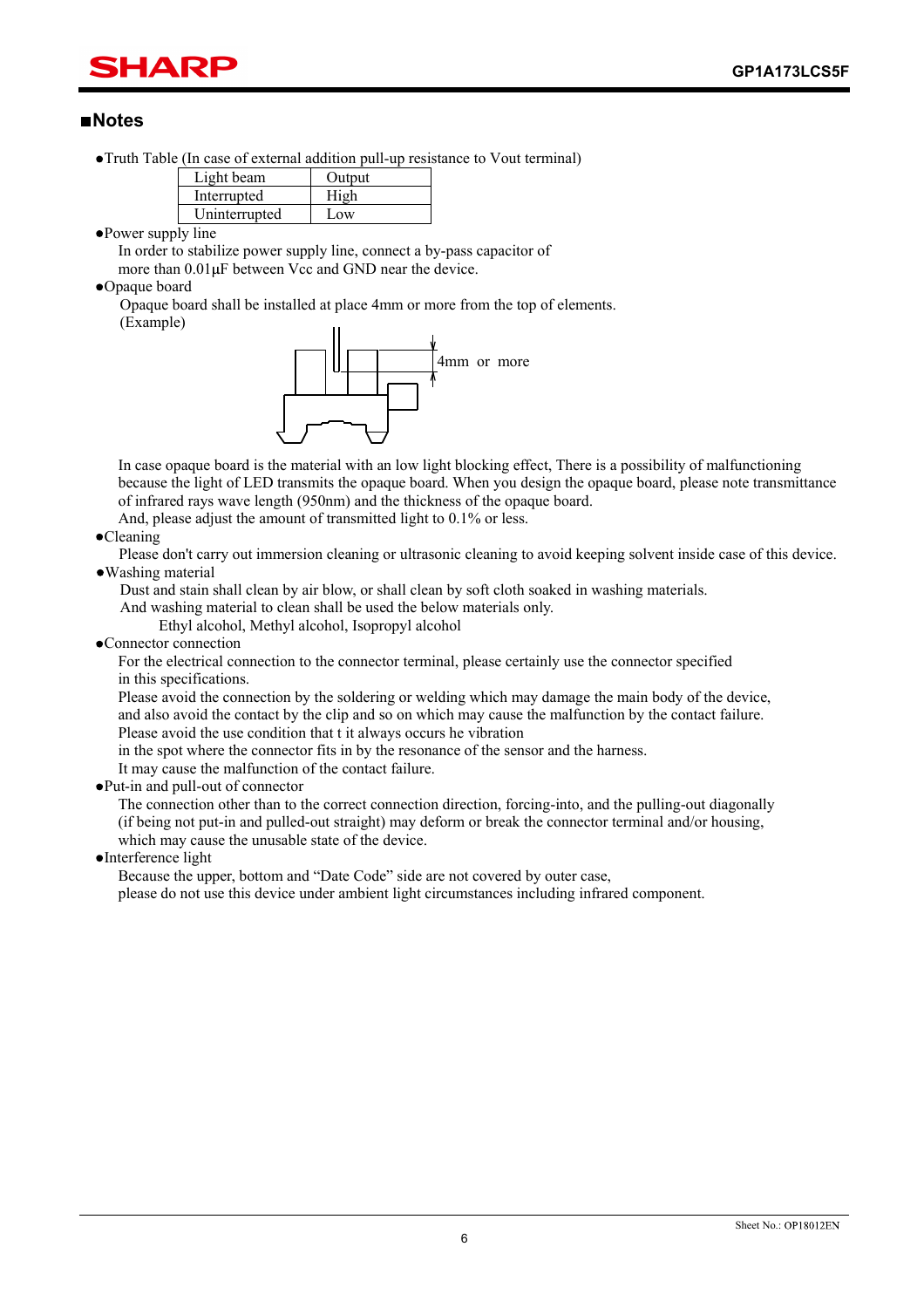## ■Notes

- Truth Table (In case of external addition pull-up resistance to Vout terminal)

| Light beam | Output |
|---|---|
| Interrupted | High |
| Uninterrupted | Low |

- Power supply line

  In order to stabilize power supply line, connect a by-pass capacitor of more than 0.01μF between Vcc and GND near the device.

- Opaque board

  Opaque board shall be installed at place 4mm or more from the top of elements.

  (Example)

  4mm or more

  In case opaque board is the material with an low light blocking effect, There is a possibility of malfunctioning because the light of LED transmits the opaque board. When you design the opaque board, please note transmittance of infrared rays wave length (950nm) and the thickness of the opaque board.
  And, please adjust the amount of transmitted light to 0.1% or less.

- Cleaning

  Please don't carry out immersion cleaning or ultrasonic cleaning to avoid keeping solvent inside case of this device.

- Washing material

  Dust and stain shall clean by air blow, or shall clean by soft cloth soaked in washing materials.
  And washing material to clean shall be used the below materials only.

  Ethyl alcohol, Methyl alcohol, Isopropyl alcohol

- Connector connection

  For the electrical connection to the connector terminal, please certainly use the connector specified in this specifications.
  Please avoid the connection by the soldering or welding which may damage the main body of the device, and also avoid the contact by the clip and so on which may cause the malfunction by the contact failure.
  Please avoid the use condition that t it always occurs he vibration in the spot where the connector fits in by the resonance of the sensor and the harness.
  It may cause the malfunction of the contact failure.

- Put-in and pull-out of connector

  The connection other than to the correct connection direction, forcing-into, and the pulling-out diagonally (if being not put-in and pulled-out straight) may deform or break the connector terminal and/or housing, which may cause the unusable state of the device.

- Interference light

  Because the upper, bottom and "Date Code" side are not covered by outer case, please do not use this device under ambient light circumstances including infrared component.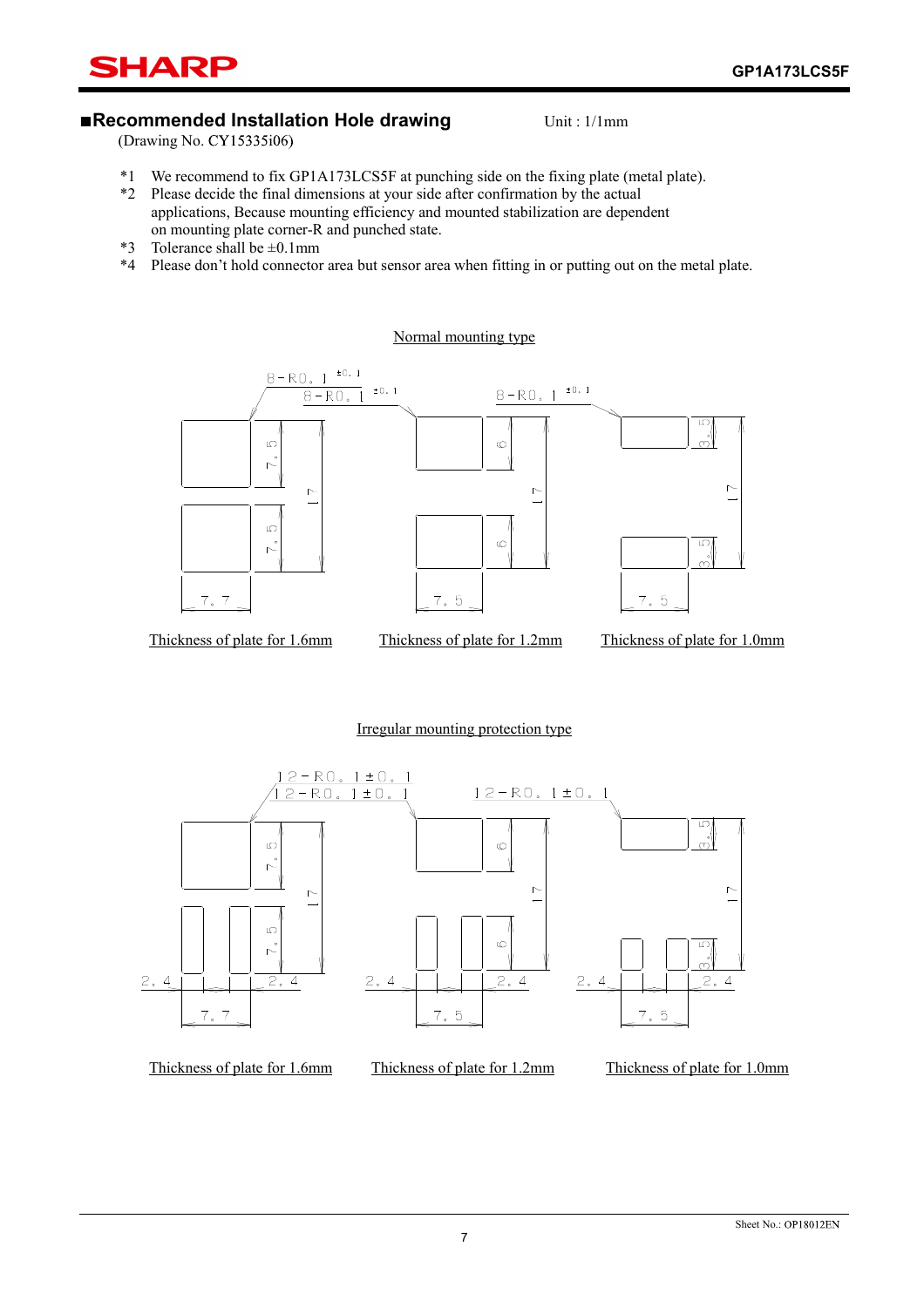## ■Recommended Installation Hole drawing

Unit : 1/1mm

(Drawing No. CY15335i06)

*1 We recommend to fix GP1A173LCS5F at punching side on the fixing plate (metal plate).
*2 Please decide the final dimensions at your side after confirmation by the actual applications, Because mounting efficiency and mounted stabilization are dependent on mounting plate corner-R and punched state.
*3 Tolerance shall be ±0.1mm
*4 Please don't hold connector area but sensor area when fitting in or putting out on the metal plate.

Normal mounting type

8-R0.1 ±0.1 &nbsp;&nbsp; 8-R0.1 ±0.1 &nbsp;&nbsp; 8-R0.1 ±0.1

7.5 &nbsp; 7.5 &nbsp; 17 &nbsp; 7.7 &nbsp;&nbsp; 6 &nbsp; 6 &nbsp; 17 &nbsp; 7.5 &nbsp;&nbsp; 3.5 &nbsp; 3.5 &nbsp; 17 &nbsp; 7.5

Thickness of plate for 1.6mm &nbsp;&nbsp; Thickness of plate for 1.2mm &nbsp;&nbsp; Thickness of plate for 1.0mm

Irregular mounting protection type

12-R0.1±0.1 &nbsp;&nbsp; 12-R0.1±0.1 &nbsp;&nbsp; 12-R0.1±0.1

7.5 &nbsp; 7.5 &nbsp; 17 &nbsp; 2.4 &nbsp; 2.4 &nbsp; 7.7 &nbsp;&nbsp; 6 &nbsp; 6 &nbsp; 17 &nbsp; 2.4 &nbsp; 2.4 &nbsp; 7.5 &nbsp;&nbsp; 3.5 &nbsp; 3.5 &nbsp; 17 &nbsp; 2.4 &nbsp; 2.4 &nbsp; 7.5

Thickness of plate for 1.6mm &nbsp;&nbsp; Thickness of plate for 1.2mm &nbsp;&nbsp; Thickness of plate for 1.0mm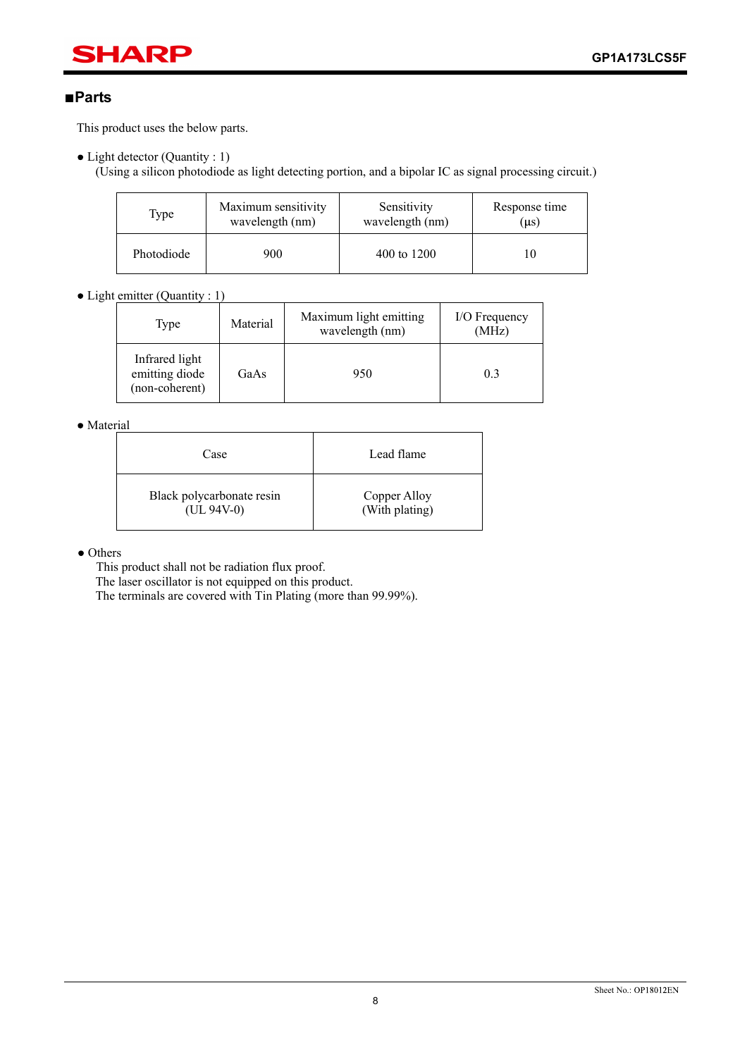## ■Parts

This product uses the below parts.

- Light detector (Quantity : 1)
  (Using a silicon photodiode as light detecting portion, and a bipolar IC as signal processing circuit.)

| Type | Maximum sensitivity wavelength (nm) | Sensitivity wavelength (nm) | Response time (μs) |
|---|---|---|---|
| Photodiode | 900 | 400 to 1200 | 10 |

- Light emitter (Quantity : 1)

| Type | Material | Maximum light emitting wavelength (nm) | I/O Frequency (MHz) |
|---|---|---|---|
| Infrared light emitting diode (non-coherent) | GaAs | 950 | 0.3 |

- Material

| Case | Lead flame |
|---|---|
| Black polycarbonate resin (UL 94V-0) | Copper Alloy (With plating) |

- Others
  This product shall not be radiation flux proof.
  The laser oscillator is not equipped on this product.
  The terminals are covered with Tin Plating (more than 99.99%).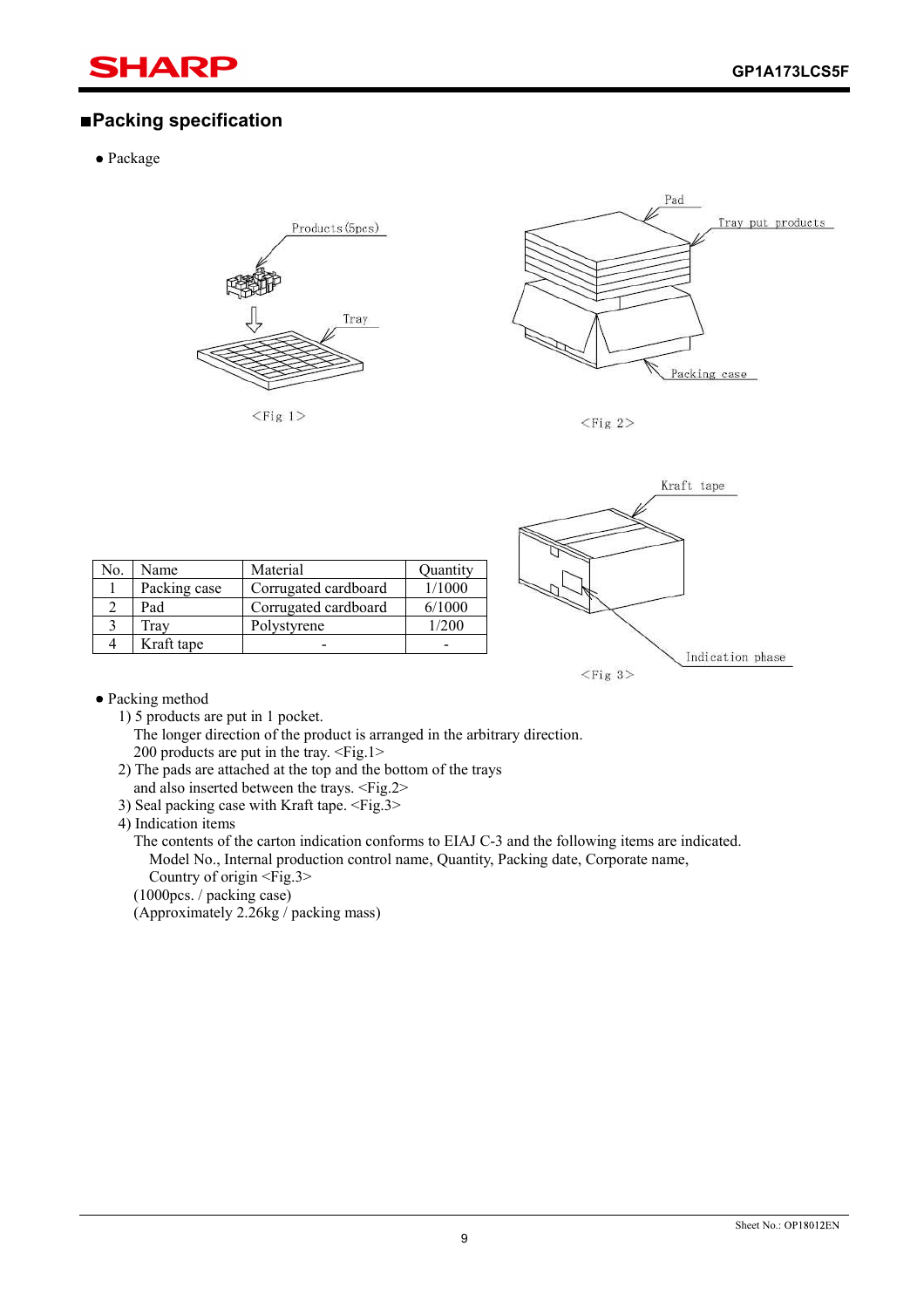## ■Packing specification

- Package

Products (5pcs)

Tray

<Fig 1>

Pad

Tray put products

Packing case

<Fig 2>

Kraft tape

Indication phase

<Fig 3>

| No. | Name | Material | Quantity |
|---|---|---|---|
| 1 | Packing case | Corrugated cardboard | 1/1000 |
| 2 | Pad | Corrugated cardboard | 6/1000 |
| 3 | Tray | Polystyrene | 1/200 |
| 4 | Kraft tape | - | - |

- Packing method
  1) 5 products are put in 1 pocket.
     The longer direction of the product is arranged in the arbitrary direction.
     200 products are put in the tray. <Fig.1>
  2) The pads are attached at the top and the bottom of the trays
     and also inserted between the trays. <Fig.2>
  3) Seal packing case with Kraft tape. <Fig.3>
  4) Indication items
     The contents of the carton indication conforms to EIAJ C-3 and the following items are indicated.
     Model No., Internal production control name, Quantity, Packing date, Corporate name,
     Country of origin <Fig.3>
     (1000pcs. / packing case)
     (Approximately 2.26kg / packing mass)

Sheet No.: OP18012EN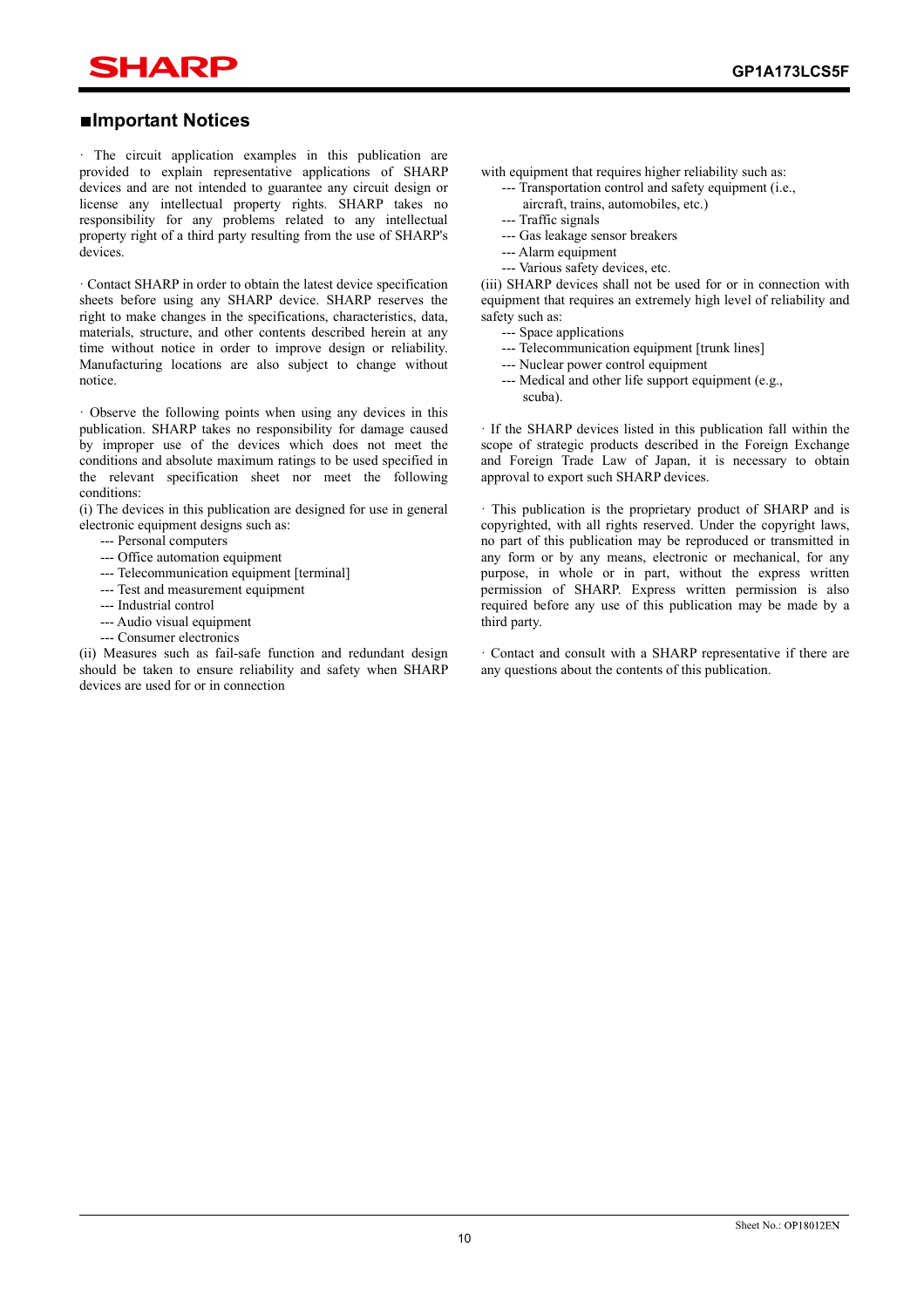## ■Important Notices

· The circuit application examples in this publication are provided to explain representative applications of SHARP devices and are not intended to guarantee any circuit design or license any intellectual property rights. SHARP takes no responsibility for any problems related to any intellectual property right of a third party resulting from the use of SHARP's devices.

· Contact SHARP in order to obtain the latest device specification sheets before using any SHARP device. SHARP reserves the right to make changes in the specifications, characteristics, data, materials, structure, and other contents described herein at any time without notice in order to improve design or reliability. Manufacturing locations are also subject to change without notice.

· Observe the following points when using any devices in this publication. SHARP takes no responsibility for damage caused by improper use of the devices which does not meet the conditions and absolute maximum ratings to be used specified in the relevant specification sheet nor meet the following conditions:

(i) The devices in this publication are designed for use in general electronic equipment designs such as:

--- Personal computers
--- Office automation equipment
--- Telecommunication equipment [terminal]
--- Test and measurement equipment
--- Industrial control
--- Audio visual equipment
--- Consumer electronics

(ii) Measures such as fail-safe function and redundant design should be taken to ensure reliability and safety when SHARP devices are used for or in connection with equipment that requires higher reliability such as:

--- Transportation control and safety equipment (i.e., aircraft, trains, automobiles, etc.)
--- Traffic signals
--- Gas leakage sensor breakers
--- Alarm equipment
--- Various safety devices, etc.

(iii) SHARP devices shall not be used for or in connection with equipment that requires an extremely high level of reliability and safety such as:

--- Space applications
--- Telecommunication equipment [trunk lines]
--- Nuclear power control equipment
--- Medical and other life support equipment (e.g., scuba).

· If the SHARP devices listed in this publication fall within the scope of strategic products described in the Foreign Exchange and Foreign Trade Law of Japan, it is necessary to obtain approval to export such SHARP devices.

· This publication is the proprietary product of SHARP and is copyrighted, with all rights reserved. Under the copyright laws, no part of this publication may be reproduced or transmitted in any form or by any means, electronic or mechanical, for any purpose, in whole or in part, without the express written permission of SHARP. Express written permission is also required before any use of this publication may be made by a third party.

· Contact and consult with a SHARP representative if there are any questions about the contents of this publication.